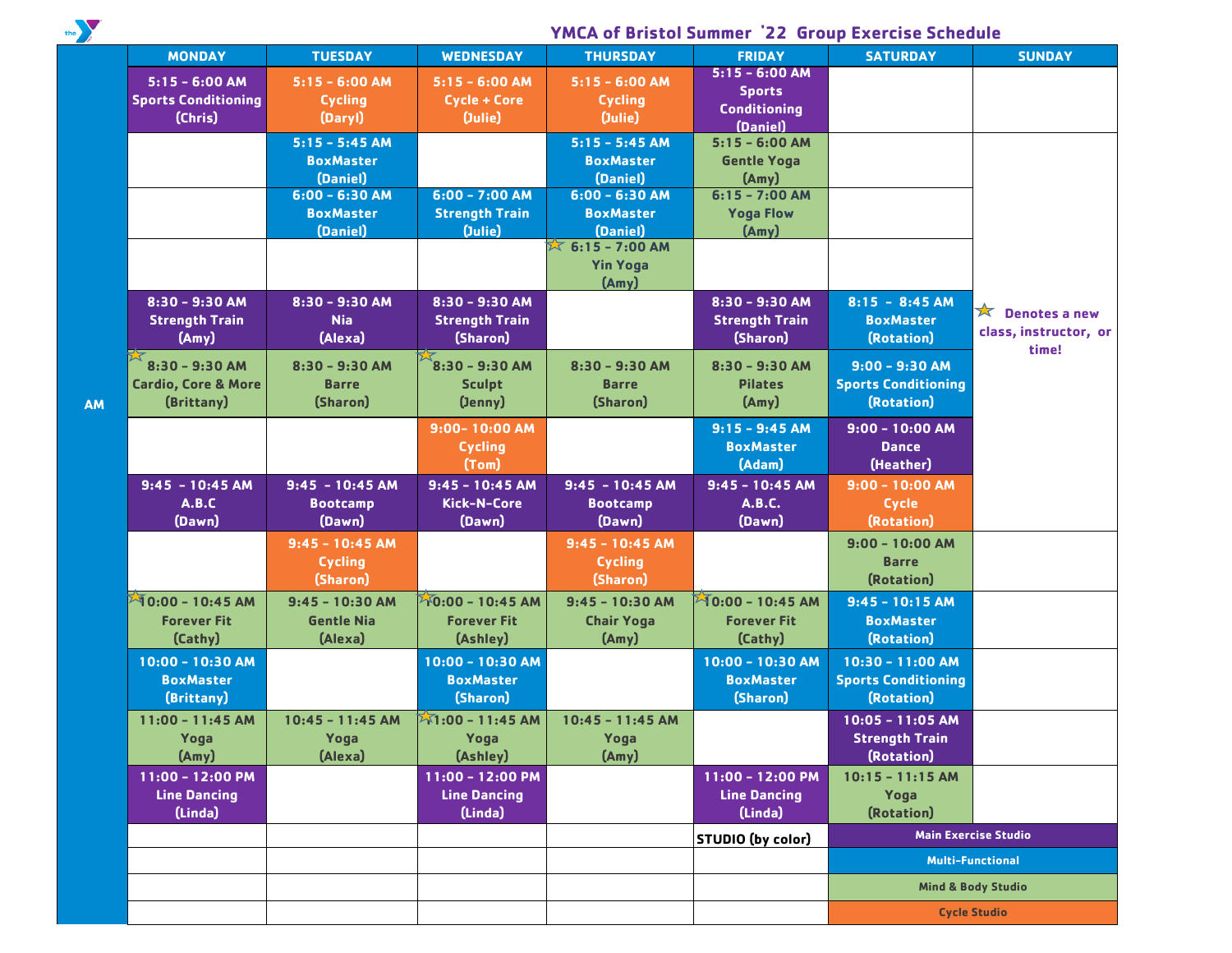# YMCA of Bristol Summer '22 Group Exercise Schedule

| | MONDAY | TUESDAY | WEDNESDAY | THURSDAY | FRIDAY | SATURDAY | SUNDAY |
|---|---|---|---|---|---|---|---|
| AM | 5:15 - 6:00 AM Sports Conditioning (Chris) | 5:15 - 6:00 AM Cycling (Daryl) | 5:15 - 6:00 AM Cycle + Core (Julie) | 5:15 - 6:00 AM Cycling (Julie) | 5:15 - 6:00 AM Sports Conditioning (Daniel) | | |
| | | 5:15 - 5:45 AM BoxMaster (Daniel) | | 5:15 - 5:45 AM BoxMaster (Daniel) | 5:15 - 6:00 AM Gentle Yoga (Amy) | | ★ Denotes a new class, instructor, or time! |
| | | 6:00 - 6:30 AM BoxMaster (Daniel) | 6:00 - 7:00 AM Strength Train (Julie) | 6:00 - 6:30 AM BoxMaster (Daniel) | 6:15 - 7:00 AM Yoga Flow (Amy) | | |
| | | | | ★ 6:15 - 7:00 AM Yin Yoga (Amy) | | | |
| | 8:30 - 9:30 AM Strength Train (Amy) | 8:30 - 9:30 AM Nia (Alexa) | 8:30 - 9:30 AM Strength Train (Sharon) | | 8:30 - 9:30 AM Strength Train (Sharon) | 8:15 - 8:45 AM BoxMaster (Rotation) | |
| | ★ 8:30 - 9:30 AM Cardio, Core & More (Brittany) | 8:30 - 9:30 AM Barre (Sharon) | ★ 8:30 - 9:30 AM Sculpt (Jenny) | 8:30 - 9:30 AM Barre (Sharon) | 8:30 - 9:30 AM Pilates (Amy) | 9:00 - 9:30 AM Sports Conditioning (Rotation) | |
| | | | 9:00- 10:00 AM Cycling (Tom) | | 9:15 - 9:45 AM BoxMaster (Adam) | 9:00 - 10:00 AM Dance (Heather) | |
| | 9:45 - 10:45 AM A.B.C (Dawn) | 9:45 - 10:45 AM Bootcamp (Dawn) | 9:45 - 10:45 AM Kick-N-Core (Dawn) | 9:45 - 10:45 AM Bootcamp (Dawn) | 9:45 - 10:45 AM A.B.C. (Dawn) | 9:00 - 10:00 AM Cycle (Rotation) | |
| | | 9:45 - 10:45 AM Cycling (Sharon) | | 9:45 - 10:45 AM Cycling (Sharon) | | 9:00 - 10:00 AM Barre (Rotation) | |
| | ★ 10:00 - 10:45 AM Forever Fit (Cathy) | 9:45 - 10:30 AM Gentle Nia (Alexa) | ★ 10:00 - 10:45 AM Forever Fit (Ashley) | 9:45 - 10:30 AM Chair Yoga (Amy) | ★ 10:00 - 10:45 AM Forever Fit (Cathy) | 9:45 - 10:15 AM BoxMaster (Rotation) | |
| | 10:00 - 10:30 AM BoxMaster (Brittany) | | 10:00 - 10:30 AM BoxMaster (Sharon) | | 10:00 - 10:30 AM BoxMaster (Sharon) | 10:30 - 11:00 AM Sports Conditioning (Rotation) | |
| | 11:00 - 11:45 AM Yoga (Amy) | 10:45 - 11:45 AM Yoga (Alexa) | ★ 11:00 - 11:45 AM Yoga (Ashley) | 10:45 - 11:45 AM Yoga (Amy) | | 10:05 - 11:05 AM Strength Train (Rotation) | |
| | 11:00 - 12:00 PM Line Dancing (Linda) | | 11:00 - 12:00 PM Line Dancing (Linda) | | 11:00 - 12:00 PM Line Dancing (Linda) | 10:15 - 11:15 AM Yoga (Rotation) | |

**STUDIO (by color)**

- Main Exercise Studio (purple)
- Multi-Functional (blue)
- Mind & Body Studio (green)
- Cycle Studio (orange)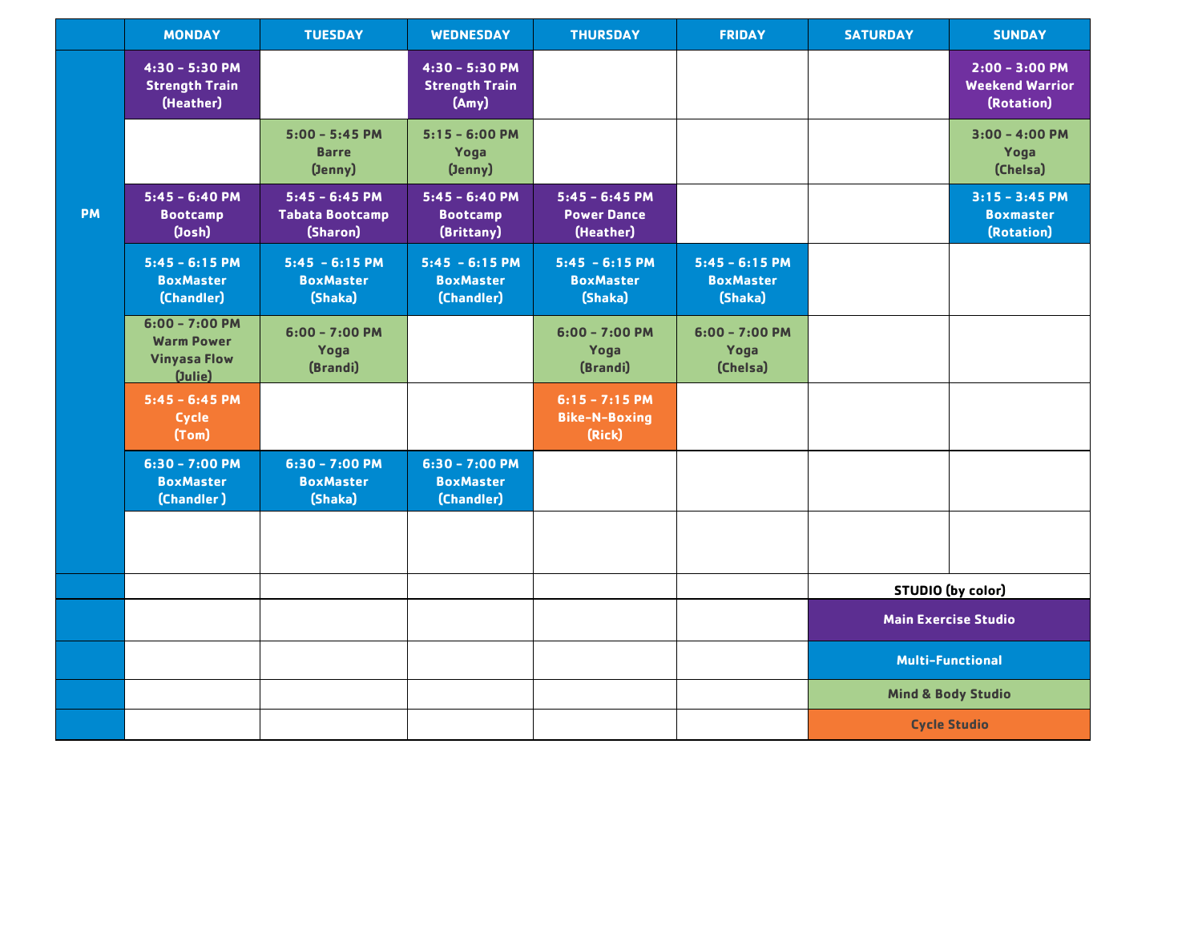| | MONDAY | TUESDAY | WEDNESDAY | THURSDAY | FRIDAY | SATURDAY | SUNDAY |
|---|---|---|---|---|---|---|---|
| PM | 4:30 - 5:30 PM Strength Train (Heather) | | 4:30 - 5:30 PM Strength Train (Amy) | | | | 2:00 - 3:00 PM Weekend Warrior (Rotation) |
| | | 5:00 - 5:45 PM Barre (Jenny) | 5:15 - 6:00 PM Yoga (Jenny) | | | | 3:00 - 4:00 PM Yoga (Chelsa) |
| | 5:45 - 6:40 PM Bootcamp (Josh) | 5:45 - 6:45 PM Tabata Bootcamp (Sharon) | 5:45 - 6:40 PM Bootcamp (Brittany) | 5:45 - 6:45 PM Power Dance (Heather) | | | 3:15 - 3:45 PM Boxmaster (Rotation) |
| | 5:45 - 6:15 PM BoxMaster (Chandler) | 5:45 - 6:15 PM BoxMaster (Shaka) | 5:45 - 6:15 PM BoxMaster (Chandler) | 5:45 - 6:15 PM BoxMaster (Shaka) | 5:45 - 6:15 PM BoxMaster (Shaka) | | |
| | 6:00 - 7:00 PM Warm Power Vinyasa Flow (Julie) | 6:00 - 7:00 PM Yoga (Brandi) | | 6:00 - 7:00 PM Yoga (Brandi) | 6:00 - 7:00 PM Yoga (Chelsa) | | |
| | 5:45 - 6:45 PM Cycle (Tom) | | | 6:15 - 7:15 PM Bike-N-Boxing (Rick) | | | |
| | 6:30 - 7:00 PM BoxMaster (Chandler) | 6:30 - 7:00 PM BoxMaster (Shaka) | 6:30 - 7:00 PM BoxMaster (Chandler) | | | | |

**STUDIO (by color)**

- Main Exercise Studio (purple)
- Multi-Functional (blue)
- Mind & Body Studio (green)
- Cycle Studio (orange)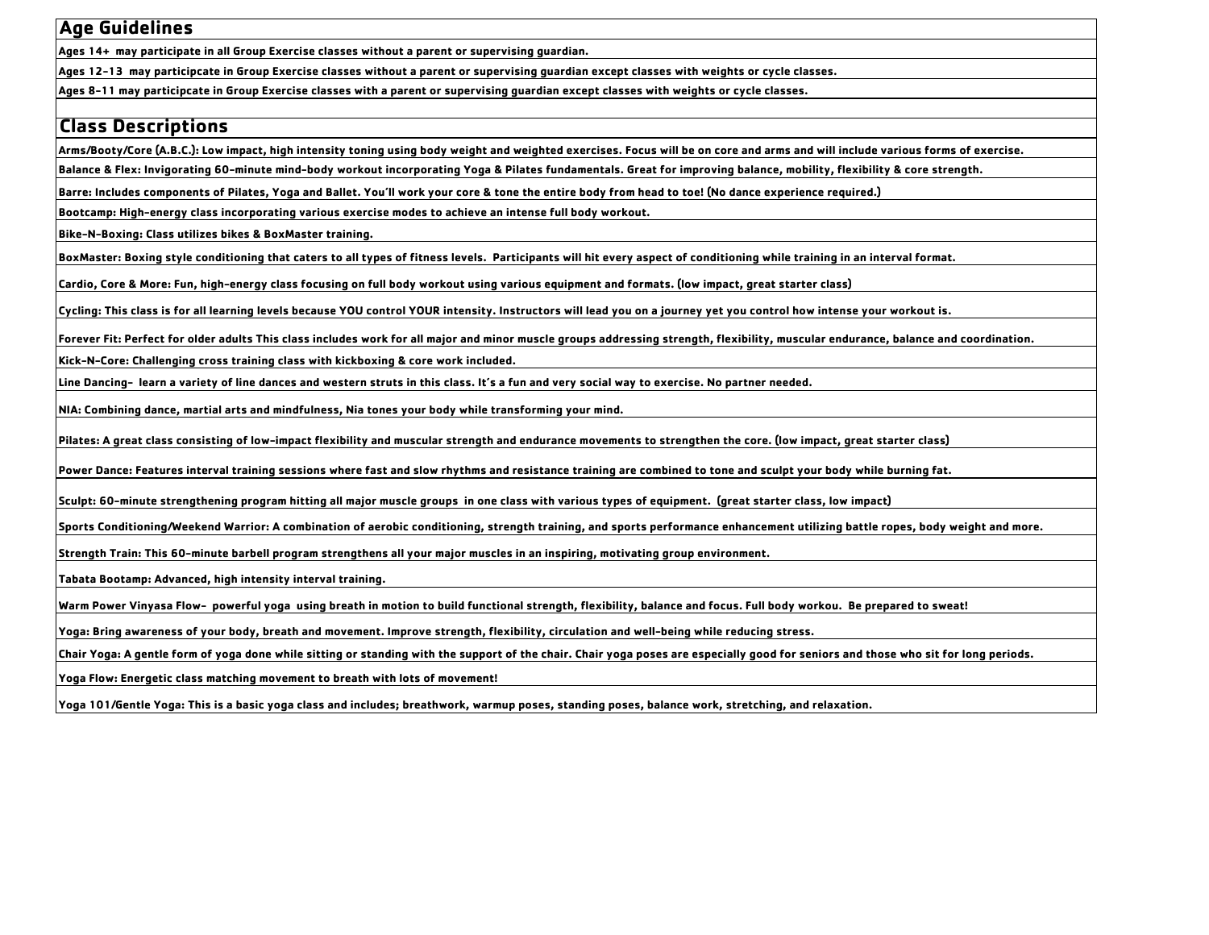## Age Guidelines

**Ages 14+ may participate in all Group Exercise classes without a parent or supervising guardian.**

**Ages 12-13 may participcate in Group Exercise classes without a parent or supervising guardian except classes with weights or cycle classes.**

**Ages 8-11 may participcate in Group Exercise classes with a parent or supervising guardian except classes with weights or cycle classes.**

## Class Descriptions

**Arms/Booty/Core (A.B.C.): Low impact, high intensity toning using body weight and weighted exercises. Focus will be on core and arms and will include various forms of exercise.**

**Balance & Flex: Invigorating 60-minute mind-body workout incorporating Yoga & Pilates fundamentals. Great for improving balance, mobility, flexibility & core strength.**

**Barre: Includes components of Pilates, Yoga and Ballet. You'll work your core & tone the entire body from head to toe! (No dance experience required.)**

**Bootcamp: High-energy class incorporating various exercise modes to achieve an intense full body workout.**

**Bike-N-Boxing: Class utilizes bikes & BoxMaster training.**

**BoxMaster: Boxing style conditioning that caters to all types of fitness levels. Participants will hit every aspect of conditioning while training in an interval format.**

**Cardio, Core & More: Fun, high-energy class focusing on full body workout using various equipment and formats. (low impact, great starter class)**

**Cycling: This class is for all learning levels because YOU control YOUR intensity. Instructors will lead you on a journey yet you control how intense your workout is.**

**Forever Fit: Perfect for older adults This class includes work for all major and minor muscle groups addressing strength, flexibility, muscular endurance, balance and coordination.**

**Kick-N-Core: Challenging cross training class with kickboxing & core work included.**

**Line Dancing- learn a variety of line dances and western struts in this class. It's a fun and very social way to exercise. No partner needed.**

**NIA: Combining dance, martial arts and mindfulness, Nia tones your body while transforming your mind.**

**Pilates: A great class consisting of low-impact flexibility and muscular strength and endurance movements to strengthen the core. (low impact, great starter class)**

**Power Dance: Features interval training sessions where fast and slow rhythms and resistance training are combined to tone and sculpt your body while burning fat.**

**Sculpt: 60-minute strengthening program hitting all major muscle groups in one class with various types of equipment. (great starter class, low impact)**

**Sports Conditioning/Weekend Warrior: A combination of aerobic conditioning, strength training, and sports performance enhancement utilizing battle ropes, body weight and more.**

**Strength Train: This 60-minute barbell program strengthens all your major muscles in an inspiring, motivating group environment.**

**Tabata Bootamp: Advanced, high intensity interval training.**

**Warm Power Vinyasa Flow- powerful yoga using breath in motion to build functional strength, flexibility, balance and focus. Full body workou. Be prepared to sweat!**

**Yoga: Bring awareness of your body, breath and movement. Improve strength, flexibility, circulation and well-being while reducing stress.**

**Chair Yoga: A gentle form of yoga done while sitting or standing with the support of the chair. Chair yoga poses are especially good for seniors and those who sit for long periods.**

**Yoga Flow: Energetic class matching movement to breath with lots of movement!**

**Yoga 101/Gentle Yoga: This is a basic yoga class and includes; breathwork, warmup poses, standing poses, balance work, stretching, and relaxation.**